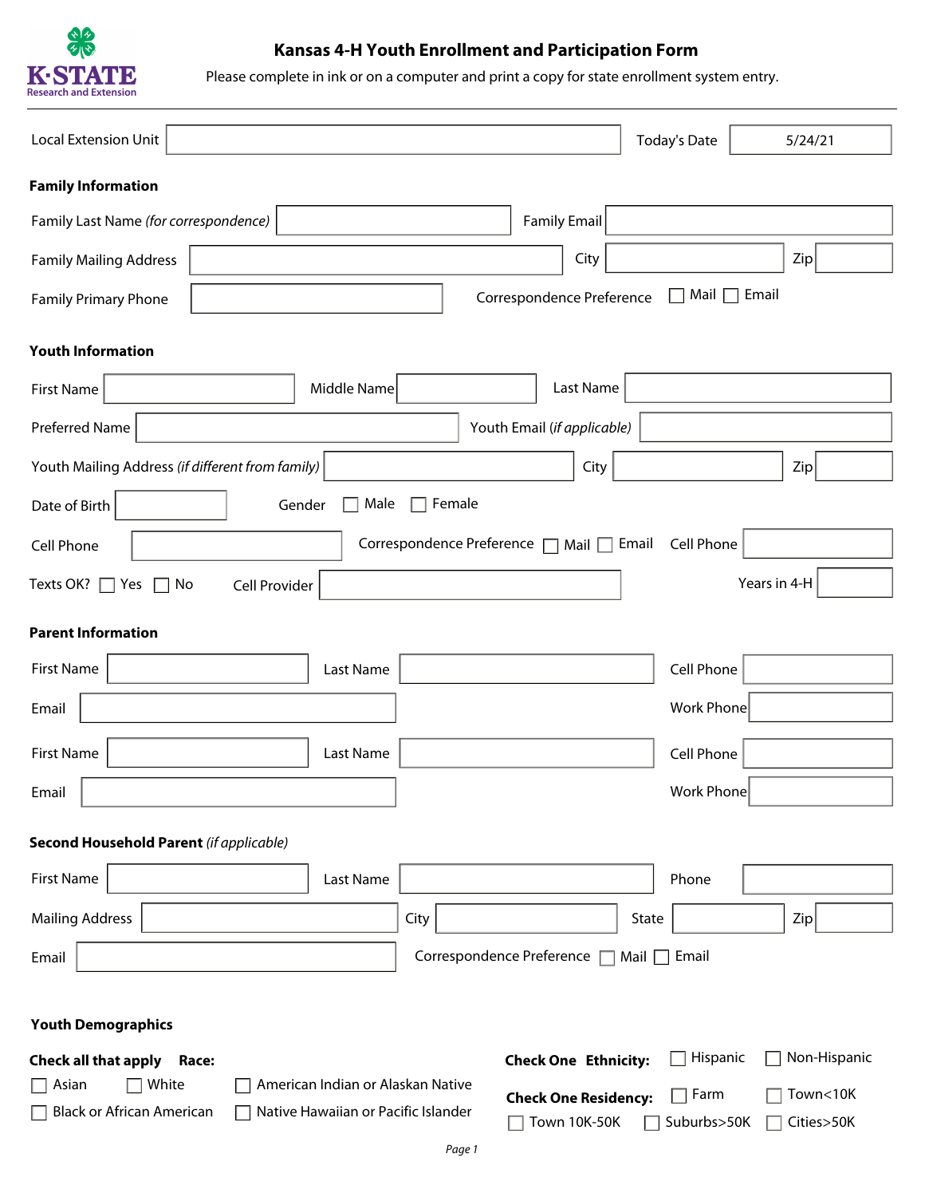# Kansas 4-H Youth Enrollment and Participation Form

Please complete in ink or on a computer and print a copy for state enrollment system entry.

Local Extension Unit ______________________ Today's Date 5/24/21

## Family Information

Family Last Name *(for correspondence)* ______________ Family Email ______________

Family Mailing Address ______________ City ______________ Zip ______

Family Primary Phone ______________ Correspondence Preference ☐ Mail ☐ Email

## Youth Information

First Name ______________ Middle Name ______________ Last Name ______________

Preferred Name ______________ Youth Email *(if applicable)* ______________

Youth Mailing Address *(if different from family)* ______________ City ______________ Zip ______

Date of Birth ______________ Gender ☐ Male ☐ Female

Cell Phone ______________ Correspondence Preference ☐ Mail ☐ Email Cell Phone ______________

Texts OK? ☐ Yes ☐ No Cell Provider ______________ Years in 4-H ______

## Parent Information

First Name ______________ Last Name ______________ Cell Phone ______________

Email ______________ Work Phone ______________

First Name ______________ Last Name ______________ Cell Phone ______________

Email ______________ Work Phone ______________

## Second Household Parent *(if applicable)*

First Name ______________ Last Name ______________ Phone ______________

Mailing Address ______________ City ______________ State ______________ Zip ______

Email ______________ Correspondence Preference ☐ Mail ☐ Email

## Youth Demographics

**Check all that apply Race:**

☐ Asian ☐ White ☐ American Indian or Alaskan Native

☐ Black or African American ☐ Native Hawaiian or Pacific Islander

**Check One Ethnicity:** ☐ Hispanic ☐ Non-Hispanic

**Check One Residency:** ☐ Farm ☐ Town<10K ☐ Town 10K-50K ☐ Suburbs>50K ☐ Cities>50K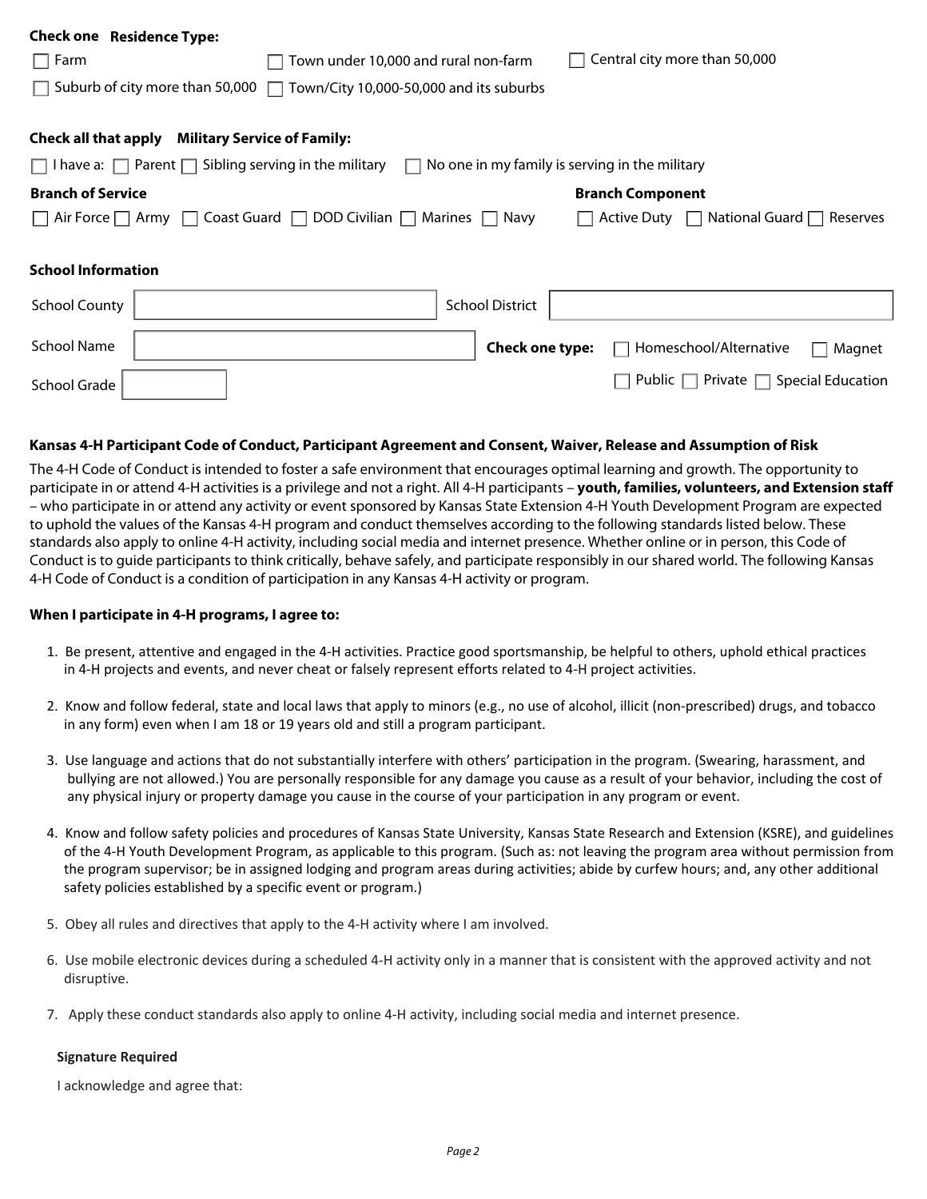**Check one Residence Type:**

☐ Farm ☐ Town under 10,000 and rural non-farm ☐ Central city more than 50,000

☐ Suburb of city more than 50,000 ☐ Town/City 10,000-50,000 and its suburbs

**Check all that apply Military Service of Family:**

☐ I have a: ☐ Parent ☐ Sibling serving in the military ☐ No one in my family is serving in the military

**Branch of Service**

☐ Air Force ☐ Army ☐ Coast Guard ☐ DOD Civilian ☐ Marines ☐ Navy

**Branch Component**

☐ Active Duty ☐ National Guard ☐ Reserves

**School Information**

School County ____________ School District ____________

School Name ____________

**Check one type:** ☐ Homeschool/Alternative ☐ Magnet ☐ Public ☐ Private ☐ Special Education

School Grade ____________

**Kansas 4-H Participant Code of Conduct, Participant Agreement and Consent, Waiver, Release and Assumption of Risk**

The 4-H Code of Conduct is intended to foster a safe environment that encourages optimal learning and growth. The opportunity to participate in or attend 4-H activities is a privilege and not a right. All 4-H participants – **youth, families, volunteers, and Extension staff** – who participate in or attend any activity or event sponsored by Kansas State Extension 4-H Youth Development Program are expected to uphold the values of the Kansas 4-H program and conduct themselves according to the following standards listed below. These standards also apply to online 4-H activity, including social media and internet presence. Whether online or in person, this Code of Conduct is to guide participants to think critically, behave safely, and participate responsibly in our shared world. The following Kansas 4-H Code of Conduct is a condition of participation in any Kansas 4-H activity or program.

**When I participate in 4-H programs, I agree to:**

1. Be present, attentive and engaged in the 4-H activities. Practice good sportsmanship, be helpful to others, uphold ethical practices in 4-H projects and events, and never cheat or falsely represent efforts related to 4-H project activities.
2. Know and follow federal, state and local laws that apply to minors (e.g., no use of alcohol, illicit (non-prescribed) drugs, and tobacco in any form) even when I am 18 or 19 years old and still a program participant.
3. Use language and actions that do not substantially interfere with others' participation in the program. (Swearing, harassment, and bullying are not allowed.) You are personally responsible for any damage you cause as a result of your behavior, including the cost of any physical injury or property damage you cause in the course of your participation in any program or event.
4. Know and follow safety policies and procedures of Kansas State University, Kansas State Research and Extension (KSRE), and guidelines of the 4-H Youth Development Program, as applicable to this program. (Such as: not leaving the program area without permission from the program supervisor; be in assigned lodging and program areas during activities; abide by curfew hours; and, any other additional safety policies established by a specific event or program.)
5. Obey all rules and directives that apply to the 4-H activity where I am involved.
6. Use mobile electronic devices during a scheduled 4-H activity only in a manner that is consistent with the approved activity and not disruptive.
7. Apply these conduct standards also apply to online 4-H activity, including social media and internet presence.

**Signature Required**

I acknowledge and agree that: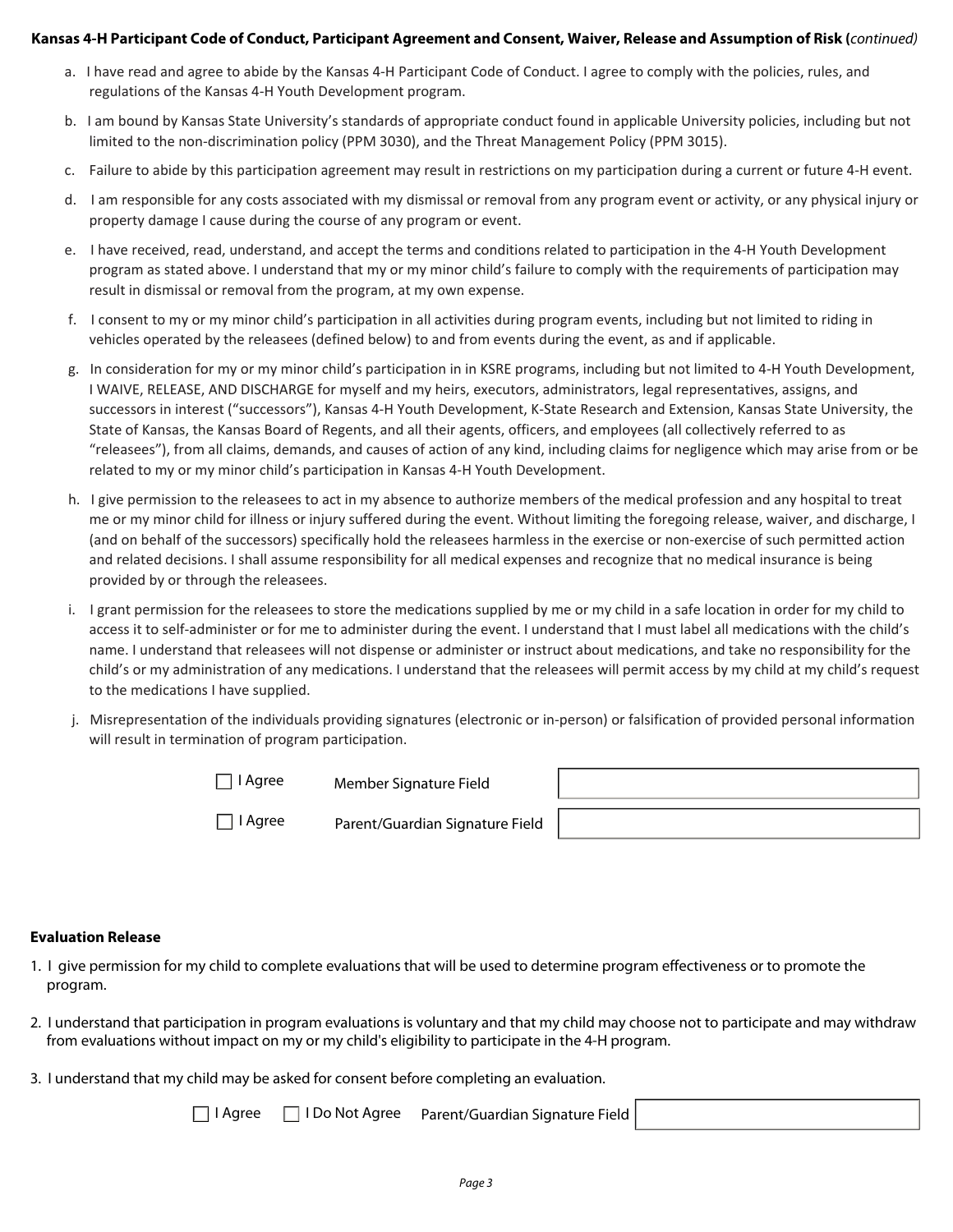**Kansas 4-H Participant Code of Conduct, Participant Agreement and Consent, Waiver, Release and Assumption of Risk (*continued*)**

a. I have read and agree to abide by the Kansas 4-H Participant Code of Conduct. I agree to comply with the policies, rules, and regulations of the Kansas 4-H Youth Development program.

b. I am bound by Kansas State University's standards of appropriate conduct found in applicable University policies, including but not limited to the non-discrimination policy (PPM 3030), and the Threat Management Policy (PPM 3015).

c. Failure to abide by this participation agreement may result in restrictions on my participation during a current or future 4-H event.

d. I am responsible for any costs associated with my dismissal or removal from any program event or activity, or any physical injury or property damage I cause during the course of any program or event.

e. I have received, read, understand, and accept the terms and conditions related to participation in the 4-H Youth Development program as stated above. I understand that my or my minor child's failure to comply with the requirements of participation may result in dismissal or removal from the program, at my own expense.

f. I consent to my or my minor child's participation in all activities during program events, including but not limited to riding in vehicles operated by the releasees (defined below) to and from events during the event, as and if applicable.

g. In consideration for my or my minor child's participation in in KSRE programs, including but not limited to 4-H Youth Development, I WAIVE, RELEASE, AND DISCHARGE for myself and my heirs, executors, administrators, legal representatives, assigns, and successors in interest ("successors"), Kansas 4-H Youth Development, K-State Research and Extension, Kansas State University, the State of Kansas, the Kansas Board of Regents, and all their agents, officers, and employees (all collectively referred to as "releasees"), from all claims, demands, and causes of action of any kind, including claims for negligence which may arise from or be related to my or my minor child's participation in Kansas 4-H Youth Development.

h. I give permission to the releasees to act in my absence to authorize members of the medical profession and any hospital to treat me or my minor child for illness or injury suffered during the event. Without limiting the foregoing release, waiver, and discharge, I (and on behalf of the successors) specifically hold the releasees harmless in the exercise or non-exercise of such permitted action and related decisions. I shall assume responsibility for all medical expenses and recognize that no medical insurance is being provided by or through the releasees.

i. I grant permission for the releasees to store the medications supplied by me or my child in a safe location in order for my child to access it to self-administer or for me to administer during the event. I understand that I must label all medications with the child's name. I understand that releasees will not dispense or administer or instruct about medications, and take no responsibility for the child's or my administration of any medications. I understand that the releasees will permit access by my child at my child's request to the medications I have supplied.

j. Misrepresentation of the individuals providing signatures (electronic or in-person) or falsification of provided personal information will result in termination of program participation.

☐ I Agree Member Signature Field ____________________

☐ I Agree Parent/Guardian Signature Field ____________________

**Evaluation Release**

1. I give permission for my child to complete evaluations that will be used to determine program effectiveness or to promote the program.

2. I understand that participation in program evaluations is voluntary and that my child may choose not to participate and may withdraw from evaluations without impact on my or my child's eligibility to participate in the 4-H program.

3. I understand that my child may be asked for consent before completing an evaluation.

☐ I Agree ☐ I Do Not Agree Parent/Guardian Signature Field ____________________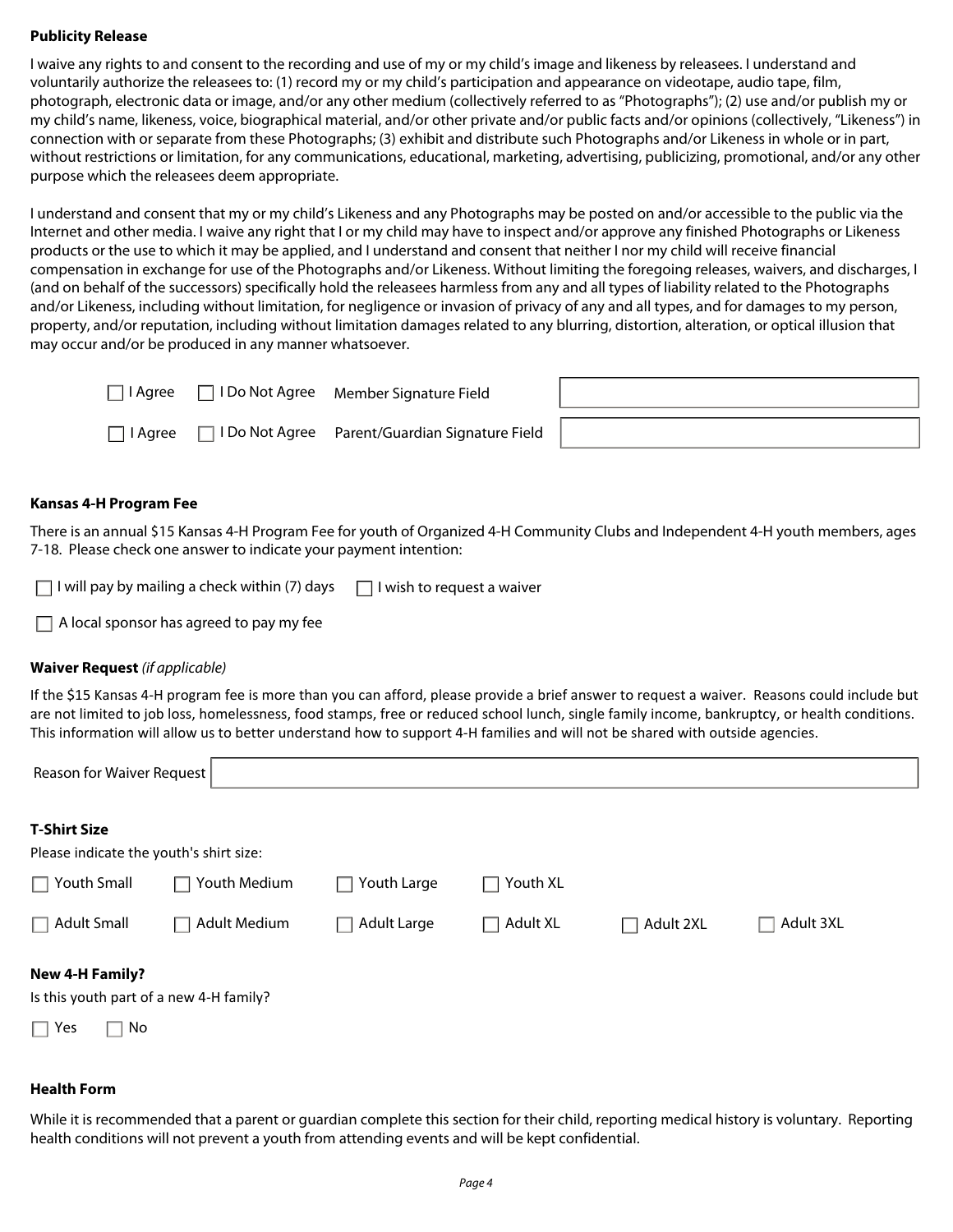**Publicity Release**

I waive any rights to and consent to the recording and use of my or my child's image and likeness by releasees. I understand and voluntarily authorize the releasees to: (1) record my or my child's participation and appearance on videotape, audio tape, film, photograph, electronic data or image, and/or any other medium (collectively referred to as "Photographs"); (2) use and/or publish my or my child's name, likeness, voice, biographical material, and/or other private and/or public facts and/or opinions (collectively, "Likeness") in connection with or separate from these Photographs; (3) exhibit and distribute such Photographs and/or Likeness in whole or in part, without restrictions or limitation, for any communications, educational, marketing, advertising, publicizing, promotional, and/or any other purpose which the releasees deem appropriate.

I understand and consent that my or my child's Likeness and any Photographs may be posted on and/or accessible to the public via the Internet and other media. I waive any right that I or my child may have to inspect and/or approve any finished Photographs or Likeness products or the use to which it may be applied, and I understand and consent that neither I nor my child will receive financial compensation in exchange for use of the Photographs and/or Likeness. Without limiting the foregoing releases, waivers, and discharges, I (and on behalf of the successors) specifically hold the releasees harmless from any and all types of liability related to the Photographs and/or Likeness, including without limitation, for negligence or invasion of privacy of any and all types, and for damages to my person, property, and/or reputation, including without limitation damages related to any blurring, distortion, alteration, or optical illusion that may occur and/or be produced in any manner whatsoever.

☐ I Agree ☐ I Do Not Agree Member Signature Field ____________________

☐ I Agree ☐ I Do Not Agree Parent/Guardian Signature Field ____________________

**Kansas 4-H Program Fee**

There is an annual $15 Kansas 4-H Program Fee for youth of Organized 4-H Community Clubs and Independent 4-H youth members, ages 7-18. Please check one answer to indicate your payment intention:

☐ I will pay by mailing a check within (7) days ☐ I wish to request a waiver

☐ A local sponsor has agreed to pay my fee

**Waiver Request** *(if applicable)*

If the $15 Kansas 4-H program fee is more than you can afford, please provide a brief answer to request a waiver. Reasons could include but are not limited to job loss, homelessness, food stamps, free or reduced school lunch, single family income, bankruptcy, or health conditions. This information will allow us to better understand how to support 4-H families and will not be shared with outside agencies.

Reason for Waiver Request ____________________

**T-Shirt Size**

Please indicate the youth's shirt size:

☐ Youth Small ☐ Youth Medium ☐ Youth Large ☐ Youth XL

☐ Adult Small ☐ Adult Medium ☐ Adult Large ☐ Adult XL ☐ Adult 2XL ☐ Adult 3XL

**New 4-H Family?**

Is this youth part of a new 4-H family?

☐ Yes ☐ No

**Health Form**

While it is recommended that a parent or guardian complete this section for their child, reporting medical history is voluntary. Reporting health conditions will not prevent a youth from attending events and will be kept confidential.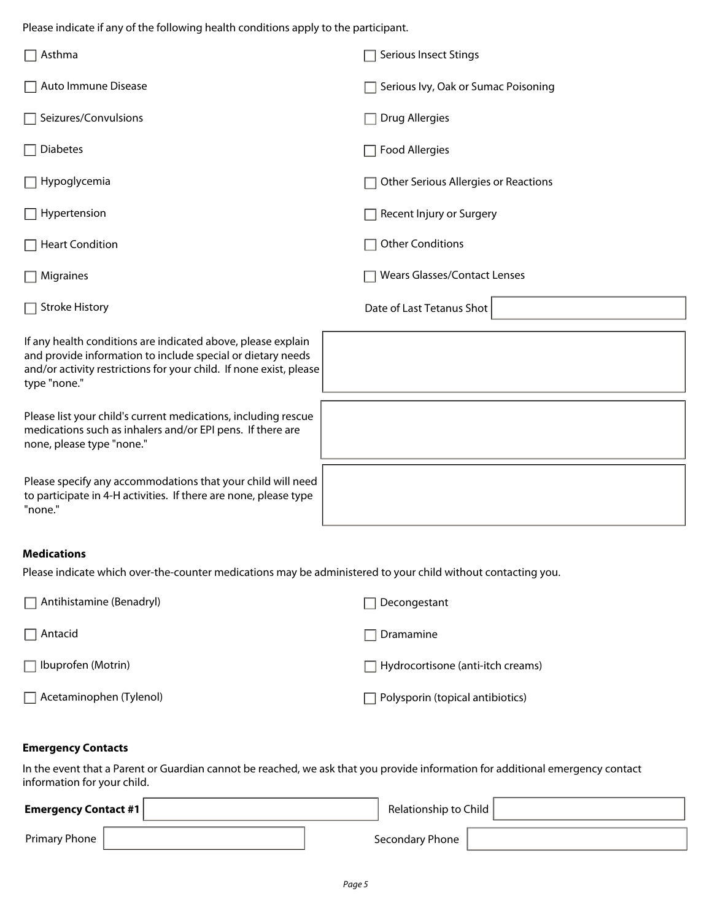Please indicate if any of the following health conditions apply to the participant.

- ☐ Asthma
- ☐ Auto Immune Disease
- ☐ Seizures/Convulsions
- ☐ Diabetes
- ☐ Hypoglycemia
- ☐ Hypertension
- ☐ Heart Condition
- ☐ Migraines
- ☐ Stroke History
- ☐ Serious Insect Stings
- ☐ Serious Ivy, Oak or Sumac Poisoning
- ☐ Drug Allergies
- ☐ Food Allergies
- ☐ Other Serious Allergies or Reactions
- ☐ Recent Injury or Surgery
- ☐ Other Conditions
- ☐ Wears Glasses/Contact Lenses

Date of Last Tetanus Shot ______________________

If any health conditions are indicated above, please explain and provide information to include special or dietary needs and/or activity restrictions for your child. If none exist, please type "none."

______________________

Please list your child's current medications, including rescue medications such as inhalers and/or EPI pens. If there are none, please type "none."

______________________

Please specify any accommodations that your child will need to participate in 4-H activities. If there are none, please type "none."

______________________

**Medications**

Please indicate which over-the-counter medications may be administered to your child without contacting you.

- ☐ Antihistamine (Benadryl)
- ☐ Antacid
- ☐ Ibuprofen (Motrin)
- ☐ Acetaminophen (Tylenol)
- ☐ Decongestant
- ☐ Dramamine
- ☐ Hydrocortisone (anti-itch creams)
- ☐ Polysporin (topical antibiotics)

**Emergency Contacts**

In the event that a Parent or Guardian cannot be reached, we ask that you provide information for additional emergency contact information for your child.

**Emergency Contact #1** ______________________ Relationship to Child ______________________

Primary Phone ______________________ Secondary Phone ______________________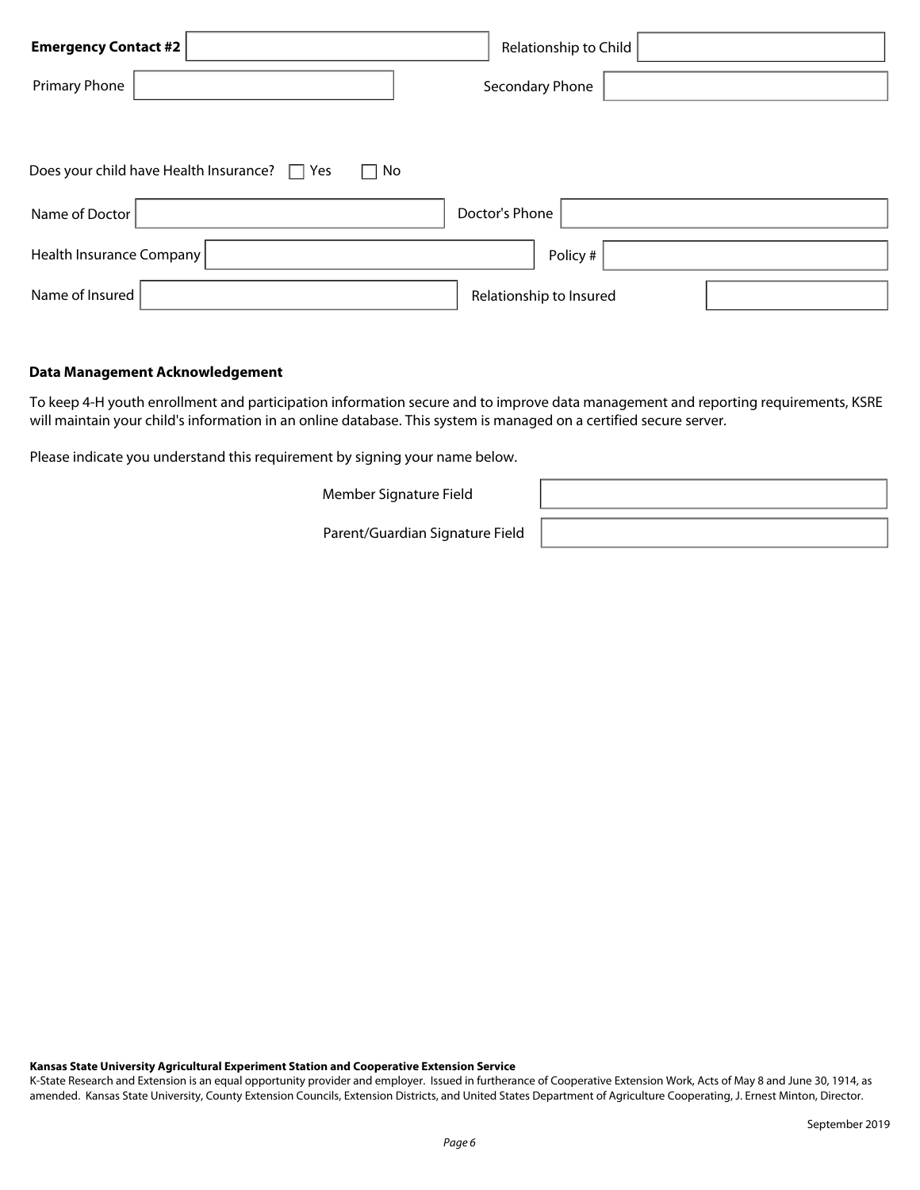**Emergency Contact #2** ____________________ Relationship to Child ____________________

Primary Phone ____________________ Secondary Phone ____________________

Does your child have Health Insurance? ☐ Yes ☐ No

Name of Doctor ____________________ Doctor's Phone ____________________

Health Insurance Company ____________________ Policy # ____________________

Name of Insured ____________________ Relationship to Insured ____________________

**Data Management Acknowledgement**

To keep 4-H youth enrollment and participation information secure and to improve data management and reporting requirements, KSRE will maintain your child's information in an online database. This system is managed on a certified secure server.

Please indicate you understand this requirement by signing your name below.

Member Signature Field ____________________

Parent/Guardian Signature Field ____________________

**Kansas State University Agricultural Experiment Station and Cooperative Extension Service**

K-State Research and Extension is an equal opportunity provider and employer. Issued in furtherance of Cooperative Extension Work, Acts of May 8 and June 30, 1914, as amended. Kansas State University, County Extension Councils, Extension Districts, and United States Department of Agriculture Cooperating, J. Ernest Minton, Director.

September 2019